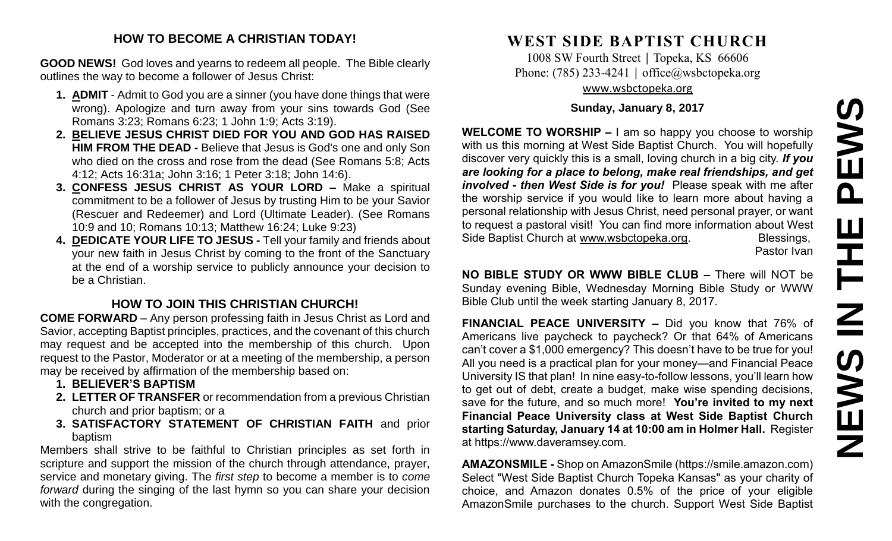## HOW TO BECOME A CHRISTIAN TODAY!

**GOOD NEWS!** God loves and yearns to redeem all people. The Bible clearly outlines the way to become a follower of Jesus Christ:

1. **ADMIT** - Admit to God you are a sinner (you have done things that were wrong). Apologize and turn away from your sins towards God (See Romans 3:23; Romans 6:23; 1 John 1:9; Acts 3:19).
2. **BELIEVE JESUS CHRIST DIED FOR YOU AND GOD HAS RAISED HIM FROM THE DEAD -** Believe that Jesus is God's one and only Son who died on the cross and rose from the dead (See Romans 5:8; Acts 4:12; Acts 16:31a; John 3:16; 1 Peter 3:18; John 14:6).
3. **CONFESS JESUS CHRIST AS YOUR LORD –** Make a spiritual commitment to be a follower of Jesus by trusting Him to be your Savior (Rescuer and Redeemer) and Lord (Ultimate Leader). (See Romans 10:9 and 10; Romans 10:13; Matthew 16:24; Luke 9:23)
4. **DEDICATE YOUR LIFE TO JESUS -** Tell your family and friends about your new faith in Jesus Christ by coming to the front of the Sanctuary at the end of a worship service to publicly announce your decision to be a Christian.

## HOW TO JOIN THIS CHRISTIAN CHURCH!

**COME FORWARD** – Any person professing faith in Jesus Christ as Lord and Savior, accepting Baptist principles, practices, and the covenant of this church may request and be accepted into the membership of this church. Upon request to the Pastor, Moderator or at a meeting of the membership, a person may be received by affirmation of the membership based on:

1. **BELIEVER'S BAPTISM**
2. **LETTER OF TRANSFER** or recommendation from a previous Christian church and prior baptism; or a
3. **SATISFACTORY STATEMENT OF CHRISTIAN FAITH** and prior baptism

Members shall strive to be faithful to Christian principles as set forth in scripture and support the mission of the church through attendance, prayer, service and monetary giving. The *first step* to become a member is to *come forward* during the singing of the last hymn so you can share your decision with the congregation.

# WEST SIDE BAPTIST CHURCH

1008 SW Fourth Street | Topeka, KS 66606
Phone: (785) 233-4241 | office@wsbctopeka.org
www.wsbctopeka.org

**Sunday, January 8, 2017**

# NEWS IN THE PEWS

**WELCOME TO WORSHIP –** I am so happy you choose to worship with us this morning at West Side Baptist Church. You will hopefully discover very quickly this is a small, loving church in a big city. ***If you are looking for a place to belong, make real friendships, and get involved - then West Side is for you!*** Please speak with me after the worship service if you would like to learn more about having a personal relationship with Jesus Christ, need personal prayer, or want to request a pastoral visit! You can find more information about West Side Baptist Church at www.wsbctopeka.org. Blessings, Pastor Ivan

**NO BIBLE STUDY OR WWW BIBLE CLUB –** There will NOT be Sunday evening Bible, Wednesday Morning Bible Study or WWW Bible Club until the week starting January 8, 2017.

**FINANCIAL PEACE UNIVERSITY –** Did you know that 76% of Americans live paycheck to paycheck? Or that 64% of Americans can't cover a $1,000 emergency? This doesn't have to be true for you! All you need is a practical plan for your money—and Financial Peace University IS that plan! In nine easy-to-follow lessons, you'll learn how to get out of debt, create a budget, make wise spending decisions, save for the future, and so much more! **You're invited to my next Financial Peace University class at West Side Baptist Church starting Saturday, January 14 at 10:00 am in Holmer Hall.** Register at https://www.daveramsey.com.

**AMAZONSMILE -** Shop on AmazonSmile (https://smile.amazon.com) Select "West Side Baptist Church Topeka Kansas" as your charity of choice, and Amazon donates 0.5% of the price of your eligible AmazonSmile purchases to the church. Support West Side Baptist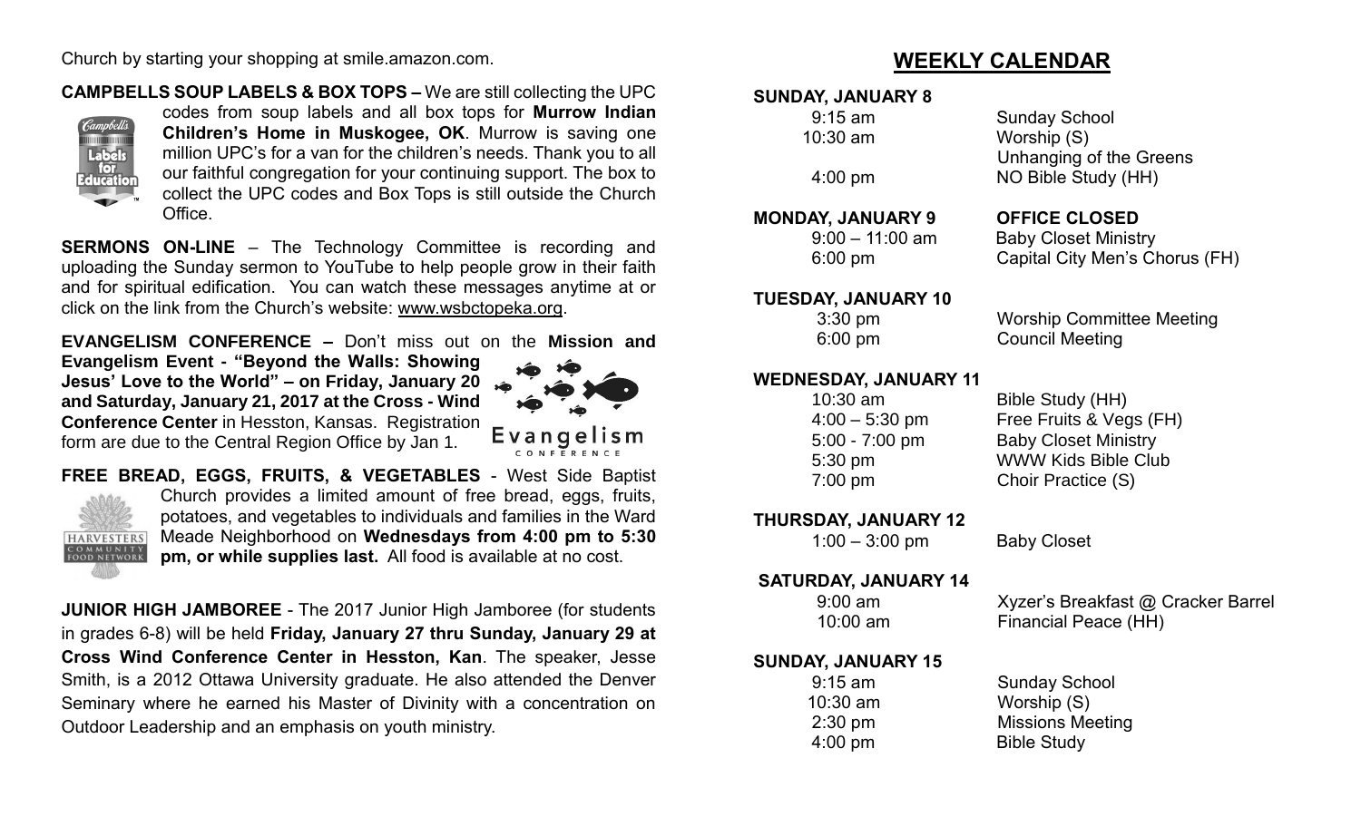Church by starting your shopping at smile.amazon.com.

**CAMPBELLS SOUP LABELS & BOX TOPS –** We are still collecting the UPC codes from soup labels and all box tops for **Murrow Indian Children's Home in Muskogee, OK**. Murrow is saving one million UPC's for a van for the children's needs. Thank you to all our faithful congregation for your continuing support. The box to collect the UPC codes and Box Tops is still outside the Church Office.

**SERMONS ON-LINE** – The Technology Committee is recording and uploading the Sunday sermon to YouTube to help people grow in their faith and for spiritual edification. You can watch these messages anytime at or click on the link from the Church's website: www.wsbctopeka.org.

**EVANGELISM CONFERENCE –** Don't miss out on the **Mission and Evangelism Event - "Beyond the Walls: Showing Jesus' Love to the World" – on Friday, January 20 and Saturday, January 21, 2017 at the Cross - Wind Conference Center** in Hesston, Kansas. Registration form are due to the Central Region Office by Jan 1.

**FREE BREAD, EGGS, FRUITS, & VEGETABLES** - West Side Baptist Church provides a limited amount of free bread, eggs, fruits, potatoes, and vegetables to individuals and families in the Ward Meade Neighborhood on **Wednesdays from 4:00 pm to 5:30 pm, or while supplies last.** All food is available at no cost.

**JUNIOR HIGH JAMBOREE** - The 2017 Junior High Jamboree (for students in grades 6-8) will be held **Friday, January 27 thru Sunday, January 29 at Cross Wind Conference Center in Hesston, Kan**. The speaker, Jesse Smith, is a 2012 Ottawa University graduate. He also attended the Denver Seminary where he earned his Master of Divinity with a concentration on Outdoor Leadership and an emphasis on youth ministry.

## WEEKLY CALENDAR

**SUNDAY, JANUARY 8**

| | |
|---|---|
| 9:15 am | Sunday School |
| 10:30 am | Worship (S) |
| | Unhanging of the Greens |
| 4:00 pm | NO Bible Study (HH) |

**MONDAY, JANUARY 9** — **OFFICE CLOSED**

| | |
|---|---|
| 9:00 – 11:00 am | Baby Closet Ministry |
| 6:00 pm | Capital City Men's Chorus (FH) |

**TUESDAY, JANUARY 10**

| | |
|---|---|
| 3:30 pm | Worship Committee Meeting |
| 6:00 pm | Council Meeting |

**WEDNESDAY, JANUARY 11**

| | |
|---|---|
| 10:30 am | Bible Study (HH) |
| 4:00 – 5:30 pm | Free Fruits & Vegs (FH) |
| 5:00 - 7:00 pm | Baby Closet Ministry |
| 5:30 pm | WWW Kids Bible Club |
| 7:00 pm | Choir Practice (S) |

**THURSDAY, JANUARY 12**

| | |
|---|---|
| 1:00 – 3:00 pm | Baby Closet |

**SATURDAY, JANUARY 14**

| | |
|---|---|
| 9:00 am | Xyzer's Breakfast @ Cracker Barrel |
| 10:00 am | Financial Peace (HH) |

**SUNDAY, JANUARY 15**

| | |
|---|---|
| 9:15 am | Sunday School |
| 10:30 am | Worship (S) |
| 2:30 pm | Missions Meeting |
| 4:00 pm | Bible Study |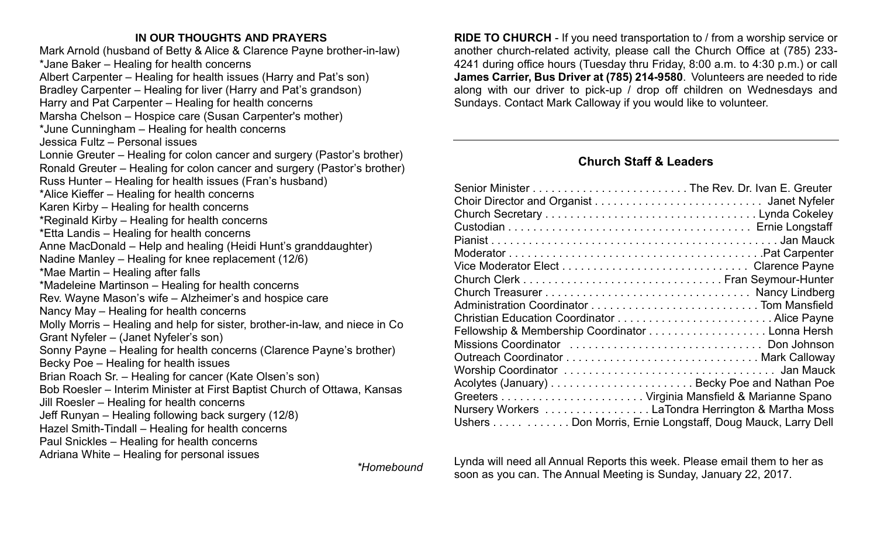## IN OUR THOUGHTS AND PRAYERS

Mark Arnold (husband of Betty & Alice & Clarence Payne brother-in-law)
*Jane Baker – Healing for health concerns
Albert Carpenter – Healing for health issues (Harry and Pat's son)
Bradley Carpenter – Healing for liver (Harry and Pat's grandson)
Harry and Pat Carpenter – Healing for health concerns
Marsha Chelson – Hospice care (Susan Carpenter's mother)
*June Cunningham – Healing for health concerns
Jessica Fultz – Personal issues
Lonnie Greuter – Healing for colon cancer and surgery (Pastor's brother)
Ronald Greuter – Healing for colon cancer and surgery (Pastor's brother)
Russ Hunter – Healing for health issues (Fran's husband)
*Alice Kieffer – Healing for health concerns
Karen Kirby – Healing for health concerns
*Reginald Kirby – Healing for health concerns
*Etta Landis – Healing for health concerns
Anne MacDonald – Help and healing (Heidi Hunt's granddaughter)
Nadine Manley – Healing for knee replacement (12/6)
*Mae Martin – Healing after falls
*Madeleine Martinson – Healing for health concerns
Rev. Wayne Mason's wife – Alzheimer's and hospice care
Nancy May – Healing for health concerns
Molly Morris – Healing and help for sister, brother-in-law, and niece in Co
Grant Nyfeler – (Janet Nyfeler's son)
Sonny Payne – Healing for health concerns (Clarence Payne's brother)
Becky Poe – Healing for health issues
Brian Roach Sr. – Healing for cancer (Kate Olsen's son)
Bob Roesler – Interim Minister at First Baptist Church of Ottawa, Kansas
Jill Roesler – Healing for health concerns
Jeff Runyan – Healing following back surgery (12/8)
Hazel Smith-Tindall – Healing for health concerns
Paul Snickles – Healing for health concerns
Adriana White – Healing for personal issues

*\*Homebound*

**RIDE TO CHURCH** - If you need transportation to / from a worship service or another church-related activity, please call the Church Office at (785) 233-4241 during office hours (Tuesday thru Friday, 8:00 a.m. to 4:30 p.m.) or call **James Carrier, Bus Driver at (785) 214-9580**. Volunteers are needed to ride along with our driver to pick-up / drop off children on Wednesdays and Sundays. Contact Mark Calloway if you would like to volunteer.

---

## Church Staff & Leaders

Senior Minister . . . . . . . . . . . . . . . . . . . . . . . . . The Rev. Dr. Ivan E. Greuter
Choir Director and Organist . . . . . . . . . . . . . . . . . . . . . . . . . . . Janet Nyfeler
Church Secretary . . . . . . . . . . . . . . . . . . . . . . . . . . . . . . . . . Lynda Cokeley
Custodian . . . . . . . . . . . . . . . . . . . . . . . . . . . . . . . . . . . . . . Ernie Longstaff
Pianist . . . . . . . . . . . . . . . . . . . . . . . . . . . . . . . . . . . . . . . . . . . . . Jan Mauck
Moderator . . . . . . . . . . . . . . . . . . . . . . . . . . . . . . . . . . . . . . . .Pat Carpenter
Vice Moderator Elect . . . . . . . . . . . . . . . . . . . . . . . . . . . . . . Clarence Payne
Church Clerk . . . . . . . . . . . . . . . . . . . . . . . . . . . . . . . Fran Seymour-Hunter
Church Treasurer . . . . . . . . . . . . . . . . . . . . . . . . . . . . . . . . . Nancy Lindberg
Administration Coordinator . . . . . . . . . . . . . . . . . . . . . . . . . . . Tom Mansfield
Christian Education Coordinator . . . . . . . . . . . . . . . . . . . . . . . . . Alice Payne
Fellowship & Membership Coordinator . . . . . . . . . . . . . . . . . . . Lonna Hersh
Missions Coordinator . . . . . . . . . . . . . . . . . . . . . . . . . . . . . . . Don Johnson
Outreach Coordinator . . . . . . . . . . . . . . . . . . . . . . . . . . . . . . . Mark Calloway
Worship Coordinator . . . . . . . . . . . . . . . . . . . . . . . . . . . . . . . . . . Jan Mauck
Acolytes (January) . . . . . . . . . . . . . . . . . . . . . . . Becky Poe and Nathan Poe
Greeters . . . . . . . . . . . . . . . . . . . . . . . Virginia Mansfield & Marianne Spano
Nursery Workers . . . . . . . . . . . . . . . . . LaTondra Herrington & Martha Moss
Ushers . . . . . . . . . . . Don Morris, Ernie Longstaff, Doug Mauck, Larry Dell

Lynda will need all Annual Reports this week. Please email them to her as soon as you can. The Annual Meeting is Sunday, January 22, 2017.